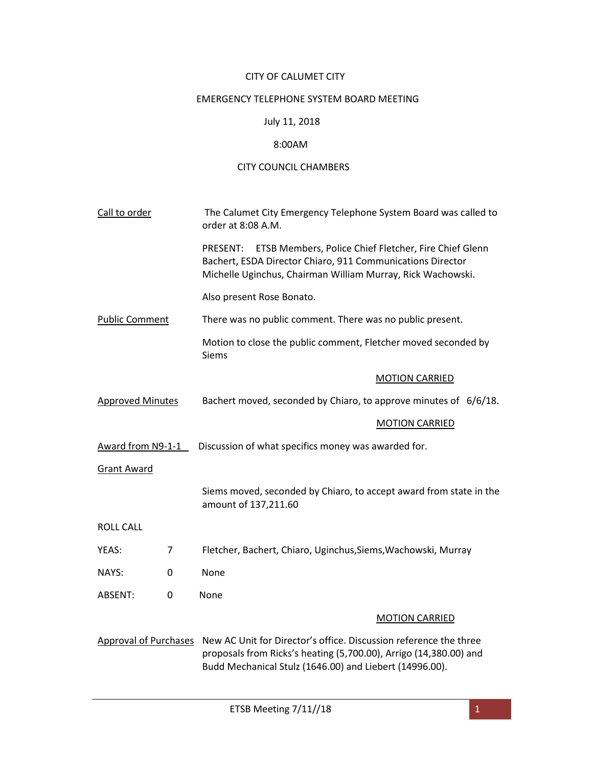CITY OF CALUMET CITY

EMERGENCY TELEPHONE SYSTEM BOARD MEETING

July 11, 2018

8:00AM

CITY COUNCIL CHAMBERS

<u>Call to order</u>

The Calumet City Emergency Telephone System Board was called to order at 8:08 A.M.

PRESENT: ETSB Members, Police Chief Fletcher, Fire Chief Glenn Bachert, ESDA Director Chiaro, 911 Communications Director Michelle Uginchus, Chairman William Murray, Rick Wachowski.

Also present Rose Bonato.

<u>Public Comment</u>

There was no public comment. There was no public present.

Motion to close the public comment, Fletcher moved seconded by Siems

<u>MOTION CARRIED</u>

<u>Approved Minutes</u>

Bachert moved, seconded by Chiaro, to approve minutes of 6/6/18.

<u>MOTION CARRIED</u>

<u>Award from N9-1-1</u> Discussion of what specifics money was awarded for.

<u>Grant Award</u>

Siems moved, seconded by Chiaro, to accept award from state in the amount of 137,211.60

ROLL CALL

| | | |
|---|---|---|
| YEAS: | 7 | Fletcher, Bachert, Chiaro, Uginchus,Siems,Wachowski, Murray |
| NAYS: | 0 | None |
| ABSENT: | 0 | None |

<u>MOTION CARRIED</u>

<u>Approval of Purchases</u>

New AC Unit for Director's office. Discussion reference the three proposals from Ricks's heating (5,700.00), Arrigo (14,380.00) and Budd Mechanical Stulz (1646.00) and Liebert (14996.00).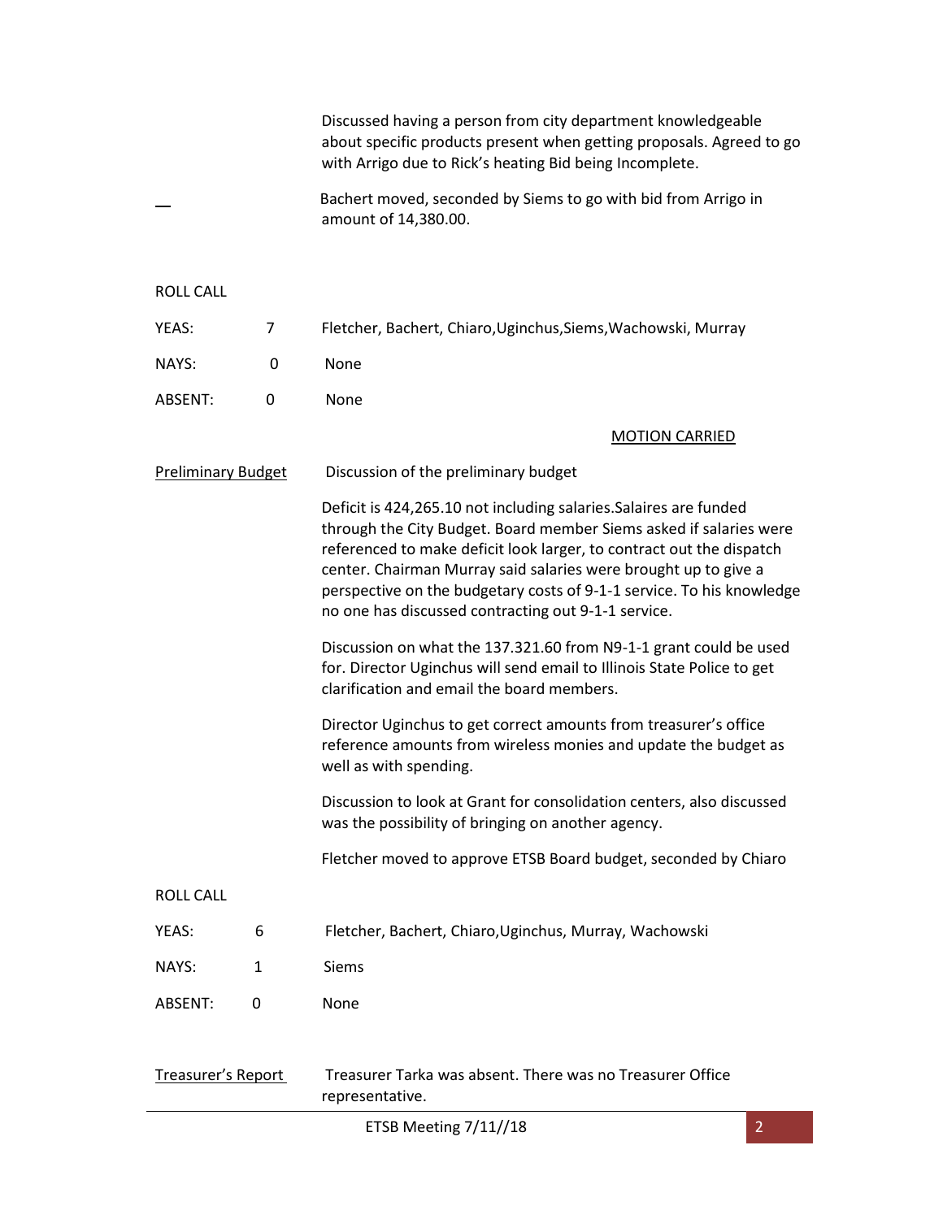Discussed having a person from city department knowledgeable about specific products present when getting proposals. Agreed to go with Arrigo due to Rick's heating Bid being Incomplete.

Bachert moved, seconded by Siems to go with bid from Arrigo in amount of 14,380.00.

ROLL CALL

| | | |
|---|---|---|
| YEAS: | 7 | Fletcher, Bachert, Chiaro,Uginchus,Siems,Wachowski, Murray |
| NAYS: | 0 | None |
| ABSENT: | 0 | None |

MOTION CARRIED

Preliminary Budget

Discussion of the preliminary budget

Deficit is 424,265.10 not including salaries.Salaires are funded through the City Budget. Board member Siems asked if salaries were referenced to make deficit look larger, to contract out the dispatch center. Chairman Murray said salaries were brought up to give a perspective on the budgetary costs of 9-1-1 service. To his knowledge no one has discussed contracting out 9-1-1 service.

Discussion on what the 137.321.60 from N9-1-1 grant could be used for. Director Uginchus will send email to Illinois State Police to get clarification and email the board members.

Director Uginchus to get correct amounts from treasurer's office reference amounts from wireless monies and update the budget as well as with spending.

Discussion to look at Grant for consolidation centers, also discussed was the possibility of bringing on another agency.

Fletcher moved to approve ETSB Board budget, seconded by Chiaro

ROLL CALL

| | | |
|---|---|---|
| YEAS: | 6 | Fletcher, Bachert, Chiaro,Uginchus, Murray, Wachowski |
| NAYS: | 1 | Siems |
| ABSENT: | 0 | None |

Treasurer's Report

Treasurer Tarka was absent. There was no Treasurer Office representative.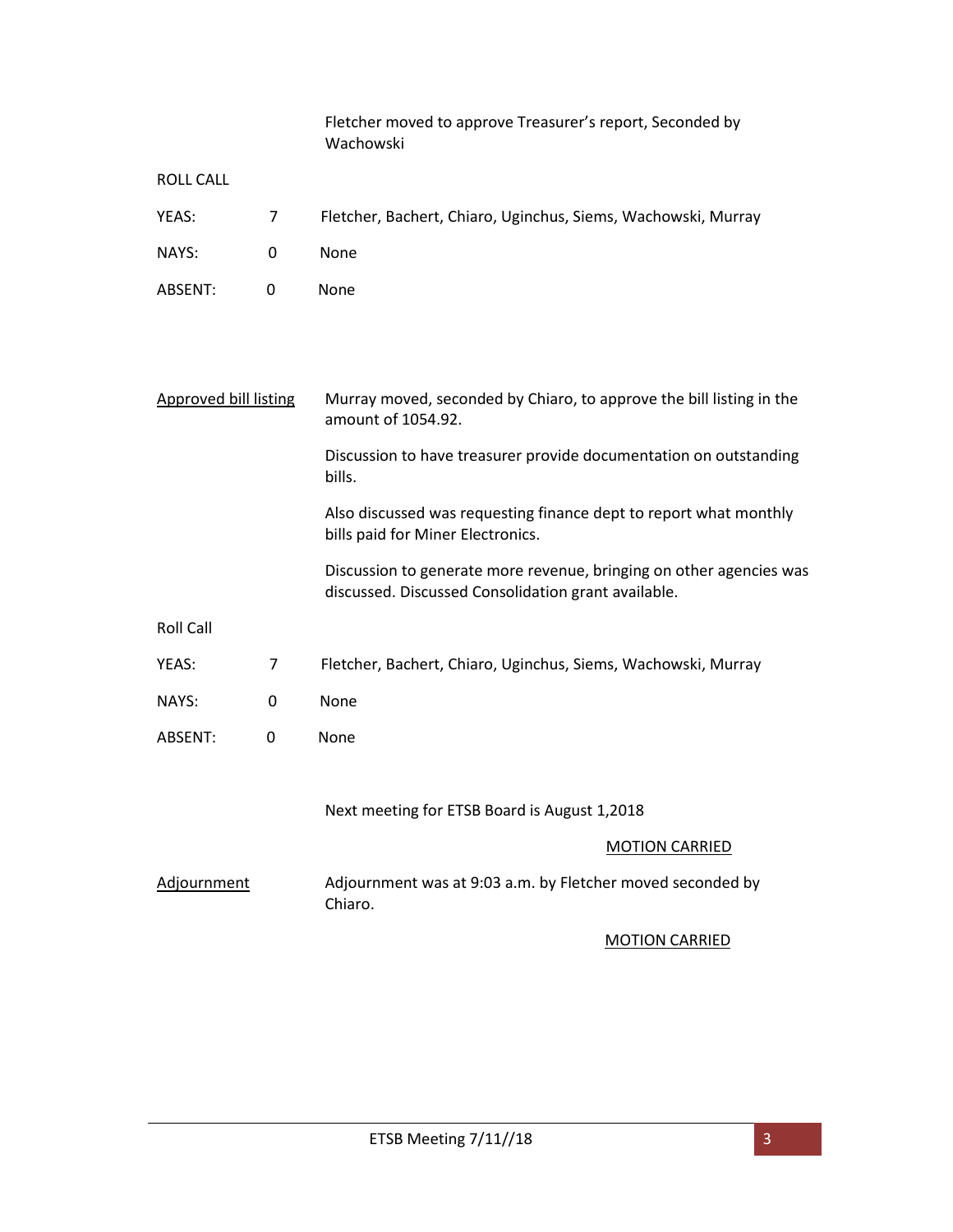Fletcher moved to approve Treasurer's report, Seconded by Wachowski

ROLL CALL

| | | |
|---|---|---|
| YEAS: | 7 | Fletcher, Bachert, Chiaro, Uginchus, Siems, Wachowski, Murray |
| NAYS: | 0 | None |
| ABSENT: | 0 | None |

<u>Approved bill listing</u>

Murray moved, seconded by Chiaro, to approve the bill listing in the amount of 1054.92.

Discussion to have treasurer provide documentation on outstanding bills.

Also discussed was requesting finance dept to report what monthly bills paid for Miner Electronics.

Discussion to generate more revenue, bringing on other agencies was discussed. Discussed Consolidation grant available.

Roll Call

| | | |
|---|---|---|
| YEAS: | 7 | Fletcher, Bachert, Chiaro, Uginchus, Siems, Wachowski, Murray |
| NAYS: | 0 | None |
| ABSENT: | 0 | None |

Next meeting for ETSB Board is August 1,2018

<u>MOTION CARRIED</u>

<u>Adjournment</u>

Adjournment was at 9:03 a.m. by Fletcher moved seconded by Chiaro.

<u>MOTION CARRIED</u>